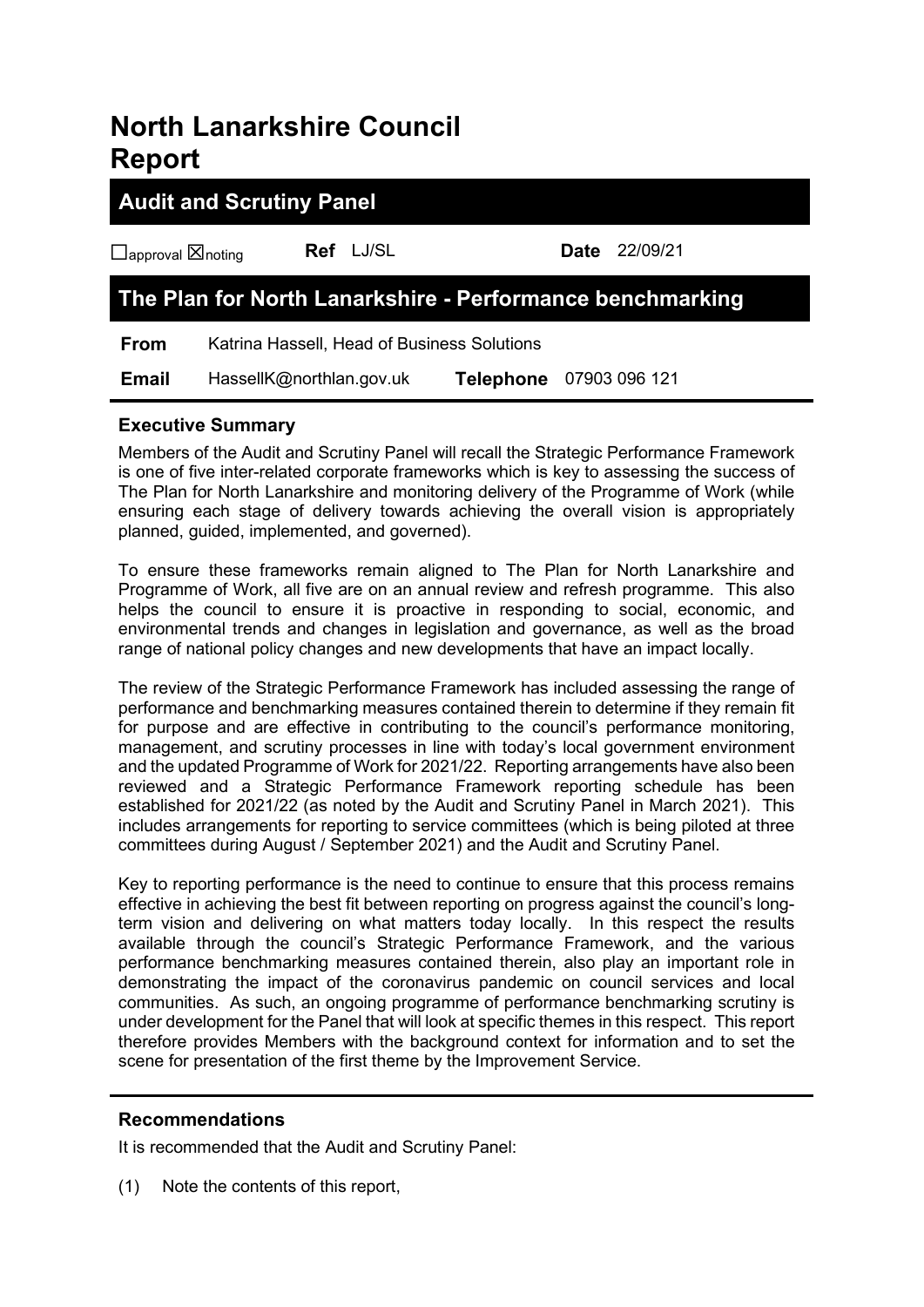# North Lanarkshire Council Report

## Audit and Scrutiny Panel

☐approval ☒noting **Ref** LJ/SL **Date** 22/09/21

## The Plan for North Lanarkshire - Performance benchmarking

**From** Katrina Hassell, Head of Business Solutions

**Email** HassellK@northlan.gov.uk **Telephone** 07903 096 121

### Executive Summary

Members of the Audit and Scrutiny Panel will recall the Strategic Performance Framework is one of five inter-related corporate frameworks which is key to assessing the success of The Plan for North Lanarkshire and monitoring delivery of the Programme of Work (while ensuring each stage of delivery towards achieving the overall vision is appropriately planned, guided, implemented, and governed).

To ensure these frameworks remain aligned to The Plan for North Lanarkshire and Programme of Work, all five are on an annual review and refresh programme. This also helps the council to ensure it is proactive in responding to social, economic, and environmental trends and changes in legislation and governance, as well as the broad range of national policy changes and new developments that have an impact locally.

The review of the Strategic Performance Framework has included assessing the range of performance and benchmarking measures contained therein to determine if they remain fit for purpose and are effective in contributing to the council's performance monitoring, management, and scrutiny processes in line with today's local government environment and the updated Programme of Work for 2021/22. Reporting arrangements have also been reviewed and a Strategic Performance Framework reporting schedule has been established for 2021/22 (as noted by the Audit and Scrutiny Panel in March 2021). This includes arrangements for reporting to service committees (which is being piloted at three committees during August / September 2021) and the Audit and Scrutiny Panel.

Key to reporting performance is the need to continue to ensure that this process remains effective in achieving the best fit between reporting on progress against the council's long-term vision and delivering on what matters today locally. In this respect the results available through the council's Strategic Performance Framework, and the various performance benchmarking measures contained therein, also play an important role in demonstrating the impact of the coronavirus pandemic on council services and local communities. As such, an ongoing programme of performance benchmarking scrutiny is under development for the Panel that will look at specific themes in this respect. This report therefore provides Members with the background context for information and to set the scene for presentation of the first theme by the Improvement Service.

### Recommendations

It is recommended that the Audit and Scrutiny Panel:

(1) Note the contents of this report,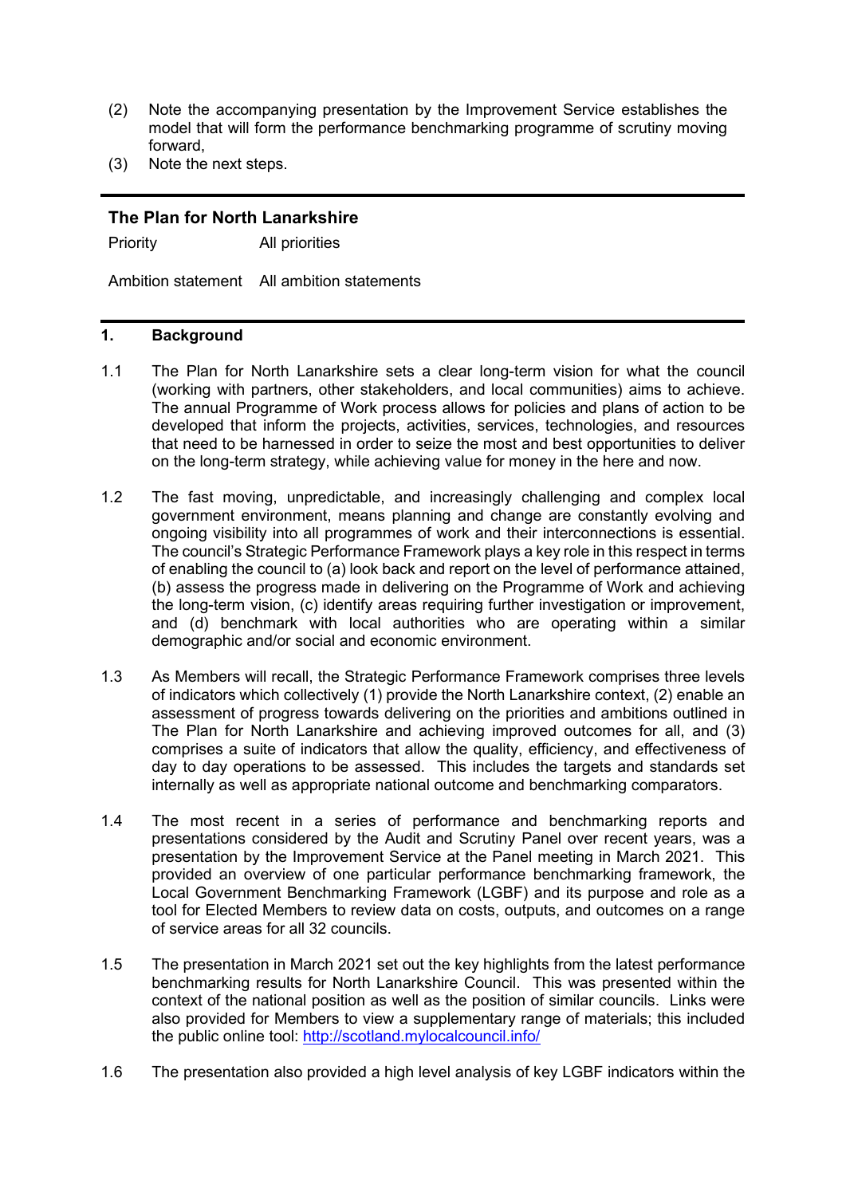(2) Note the accompanying presentation by the Improvement Service establishes the model that will form the performance benchmarking programme of scrutiny moving forward,

(3) Note the next steps.

---

**The Plan for North Lanarkshire**

| | |
|---|---|
| Priority | All priorities |
| Ambition statement | All ambition statements |

---

## 1. Background

1.1 The Plan for North Lanarkshire sets a clear long-term vision for what the council (working with partners, other stakeholders, and local communities) aims to achieve. The annual Programme of Work process allows for policies and plans of action to be developed that inform the projects, activities, services, technologies, and resources that need to be harnessed in order to seize the most and best opportunities to deliver on the long-term strategy, while achieving value for money in the here and now.

1.2 The fast moving, unpredictable, and increasingly challenging and complex local government environment, means planning and change are constantly evolving and ongoing visibility into all programmes of work and their interconnections is essential. The council's Strategic Performance Framework plays a key role in this respect in terms of enabling the council to (a) look back and report on the level of performance attained, (b) assess the progress made in delivering on the Programme of Work and achieving the long-term vision, (c) identify areas requiring further investigation or improvement, and (d) benchmark with local authorities who are operating within a similar demographic and/or social and economic environment.

1.3 As Members will recall, the Strategic Performance Framework comprises three levels of indicators which collectively (1) provide the North Lanarkshire context, (2) enable an assessment of progress towards delivering on the priorities and ambitions outlined in The Plan for North Lanarkshire and achieving improved outcomes for all, and (3) comprises a suite of indicators that allow the quality, efficiency, and effectiveness of day to day operations to be assessed. This includes the targets and standards set internally as well as appropriate national outcome and benchmarking comparators.

1.4 The most recent in a series of performance and benchmarking reports and presentations considered by the Audit and Scrutiny Panel over recent years, was a presentation by the Improvement Service at the Panel meeting in March 2021. This provided an overview of one particular performance benchmarking framework, the Local Government Benchmarking Framework (LGBF) and its purpose and role as a tool for Elected Members to review data on costs, outputs, and outcomes on a range of service areas for all 32 councils.

1.5 The presentation in March 2021 set out the key highlights from the latest performance benchmarking results for North Lanarkshire Council. This was presented within the context of the national position as well as the position of similar councils. Links were also provided for Members to view a supplementary range of materials; this included the public online tool: http://scotland.mylocalcouncil.info/

1.6 The presentation also provided a high level analysis of key LGBF indicators within the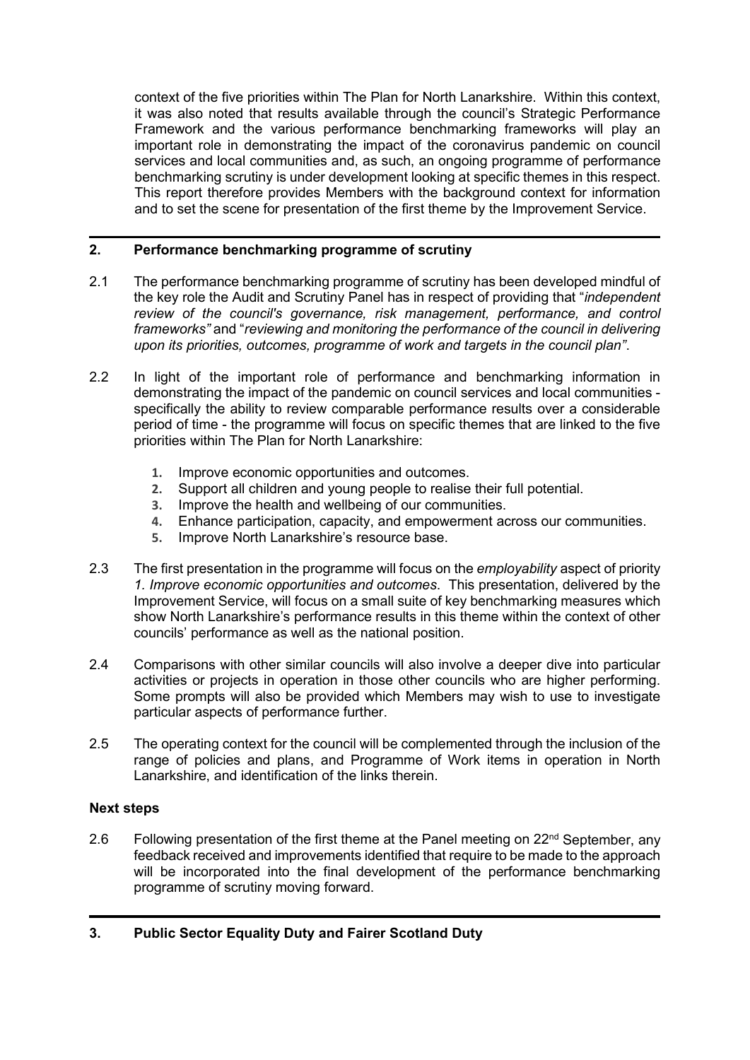context of the five priorities within The Plan for North Lanarkshire. Within this context, it was also noted that results available through the council's Strategic Performance Framework and the various performance benchmarking frameworks will play an important role in demonstrating the impact of the coronavirus pandemic on council services and local communities and, as such, an ongoing programme of performance benchmarking scrutiny is under development looking at specific themes in this respect. This report therefore provides Members with the background context for information and to set the scene for presentation of the first theme by the Improvement Service.

## 2. Performance benchmarking programme of scrutiny

2.1 The performance benchmarking programme of scrutiny has been developed mindful of the key role the Audit and Scrutiny Panel has in respect of providing that "*independent review of the council's governance, risk management, performance, and control frameworks"* and "*reviewing and monitoring the performance of the council in delivering upon its priorities, outcomes, programme of work and targets in the council plan"*.

2.2 In light of the important role of performance and benchmarking information in demonstrating the impact of the pandemic on council services and local communities - specifically the ability to review comparable performance results over a considerable period of time - the programme will focus on specific themes that are linked to the five priorities within The Plan for North Lanarkshire:

1. Improve economic opportunities and outcomes.
2. Support all children and young people to realise their full potential.
3. Improve the health and wellbeing of our communities.
4. Enhance participation, capacity, and empowerment across our communities.
5. Improve North Lanarkshire's resource base.

2.3 The first presentation in the programme will focus on the *employability* aspect of priority *1. Improve economic opportunities and outcomes*. This presentation, delivered by the Improvement Service, will focus on a small suite of key benchmarking measures which show North Lanarkshire's performance results in this theme within the context of other councils' performance as well as the national position.

2.4 Comparisons with other similar councils will also involve a deeper dive into particular activities or projects in operation in those other councils who are higher performing. Some prompts will also be provided which Members may wish to use to investigate particular aspects of performance further.

2.5 The operating context for the council will be complemented through the inclusion of the range of policies and plans, and Programme of Work items in operation in North Lanarkshire, and identification of the links therein.

### Next steps

2.6 Following presentation of the first theme at the Panel meeting on 22nd September, any feedback received and improvements identified that require to be made to the approach will be incorporated into the final development of the performance benchmarking programme of scrutiny moving forward.

## 3. Public Sector Equality Duty and Fairer Scotland Duty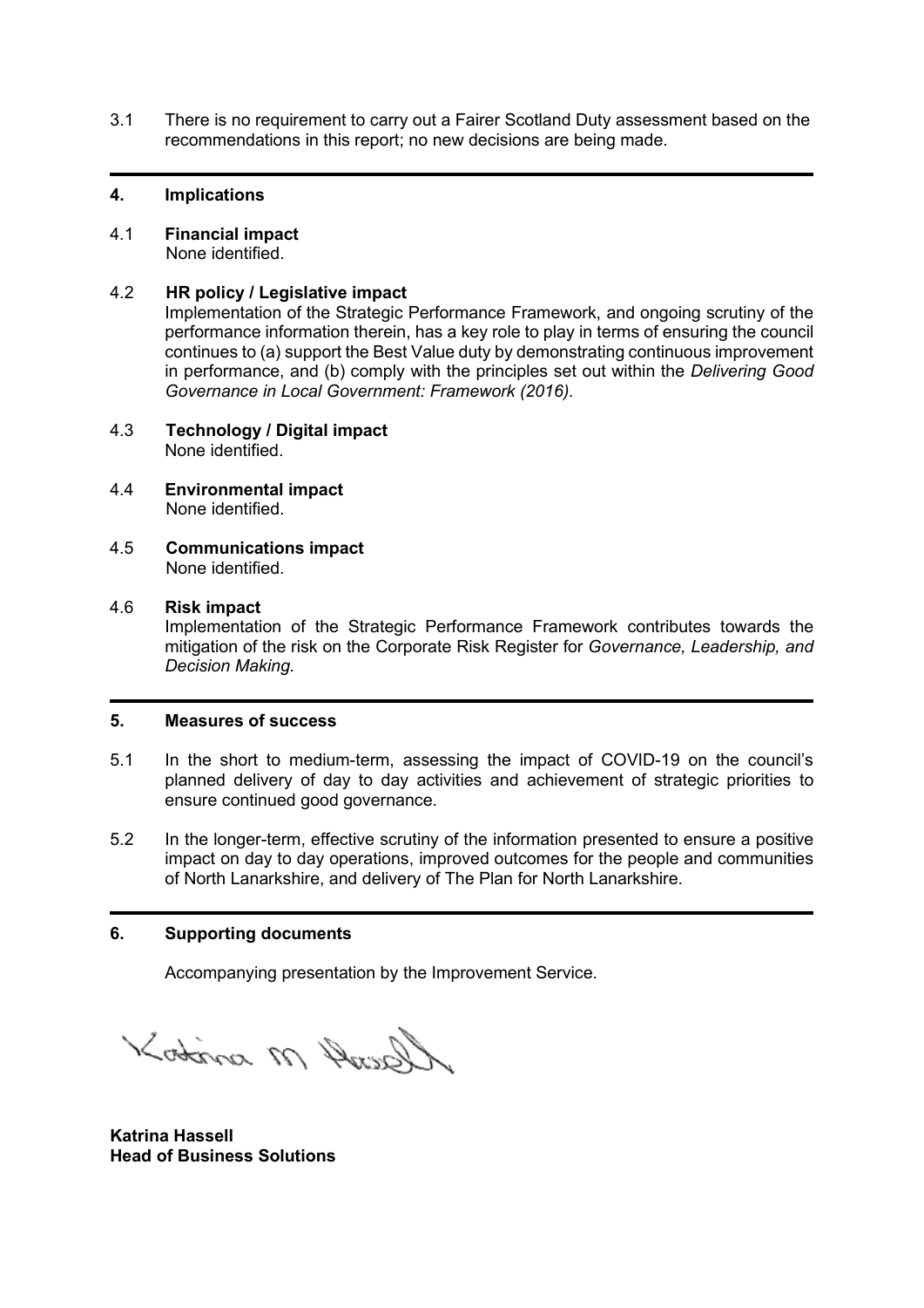3.1 There is no requirement to carry out a Fairer Scotland Duty assessment based on the recommendations in this report; no new decisions are being made.

## 4. Implications

4.1 **Financial impact**
None identified.

4.2 **HR policy / Legislative impact**
Implementation of the Strategic Performance Framework, and ongoing scrutiny of the performance information therein, has a key role to play in terms of ensuring the council continues to (a) support the Best Value duty by demonstrating continuous improvement in performance, and (b) comply with the principles set out within the *Delivering Good Governance in Local Government: Framework (2016).*

4.3 **Technology / Digital impact**
None identified.

4.4 **Environmental impact**
None identified.

4.5 **Communications impact**
None identified.

4.6 **Risk impact**
Implementation of the Strategic Performance Framework contributes towards the mitigation of the risk on the Corporate Risk Register for *Governance, Leadership, and Decision Making.*

## 5. Measures of success

5.1 In the short to medium-term, assessing the impact of COVID-19 on the council's planned delivery of day to day activities and achievement of strategic priorities to ensure continued good governance.

5.2 In the longer-term, effective scrutiny of the information presented to ensure a positive impact on day to day operations, improved outcomes for the people and communities of North Lanarkshire, and delivery of The Plan for North Lanarkshire.

## 6. Supporting documents

Accompanying presentation by the Improvement Service.

**Katrina Hassell**
**Head of Business Solutions**